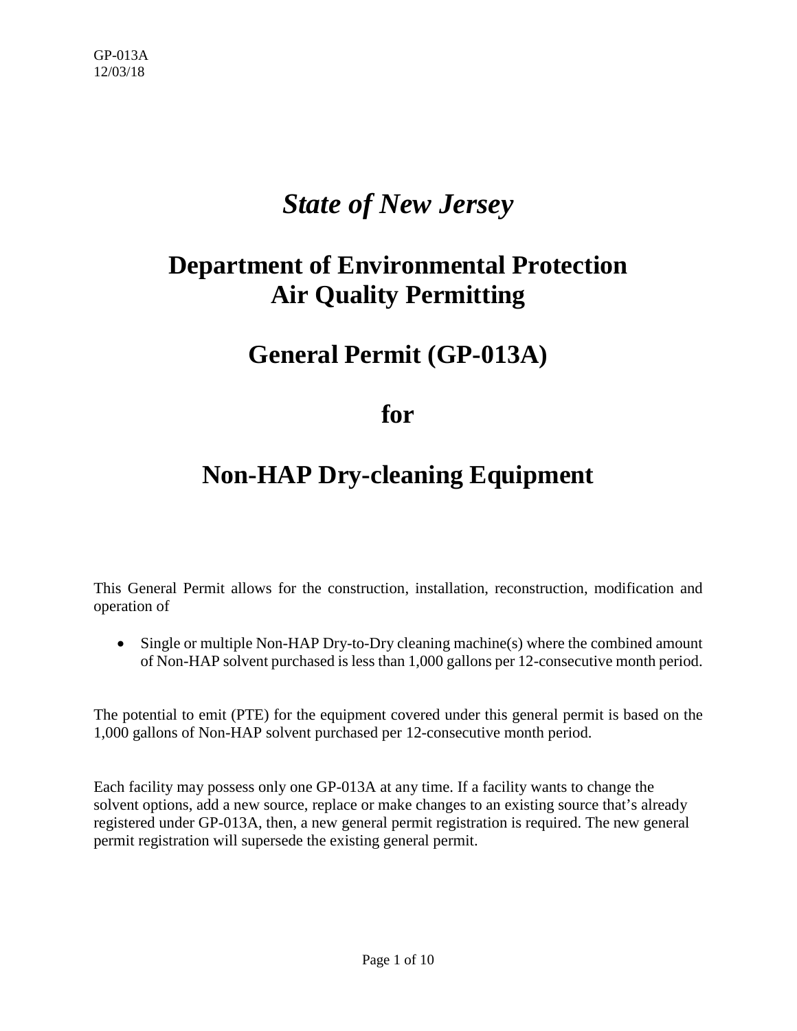GP-013A
12/03/18

# *State of New Jersey*

# Department of Environmental Protection
# Air Quality Permitting

# General Permit (GP-013A)

# for

# Non-HAP Dry-cleaning Equipment

This General Permit allows for the construction, installation, reconstruction, modification and operation of

- Single or multiple Non-HAP Dry-to-Dry cleaning machine(s) where the combined amount of Non-HAP solvent purchased is less than 1,000 gallons per 12-consecutive month period.

The potential to emit (PTE) for the equipment covered under this general permit is based on the 1,000 gallons of Non-HAP solvent purchased per 12-consecutive month period.

Each facility may possess only one GP-013A at any time. If a facility wants to change the solvent options, add a new source, replace or make changes to an existing source that's already registered under GP-013A, then, a new general permit registration is required. The new general permit registration will supersede the existing general permit.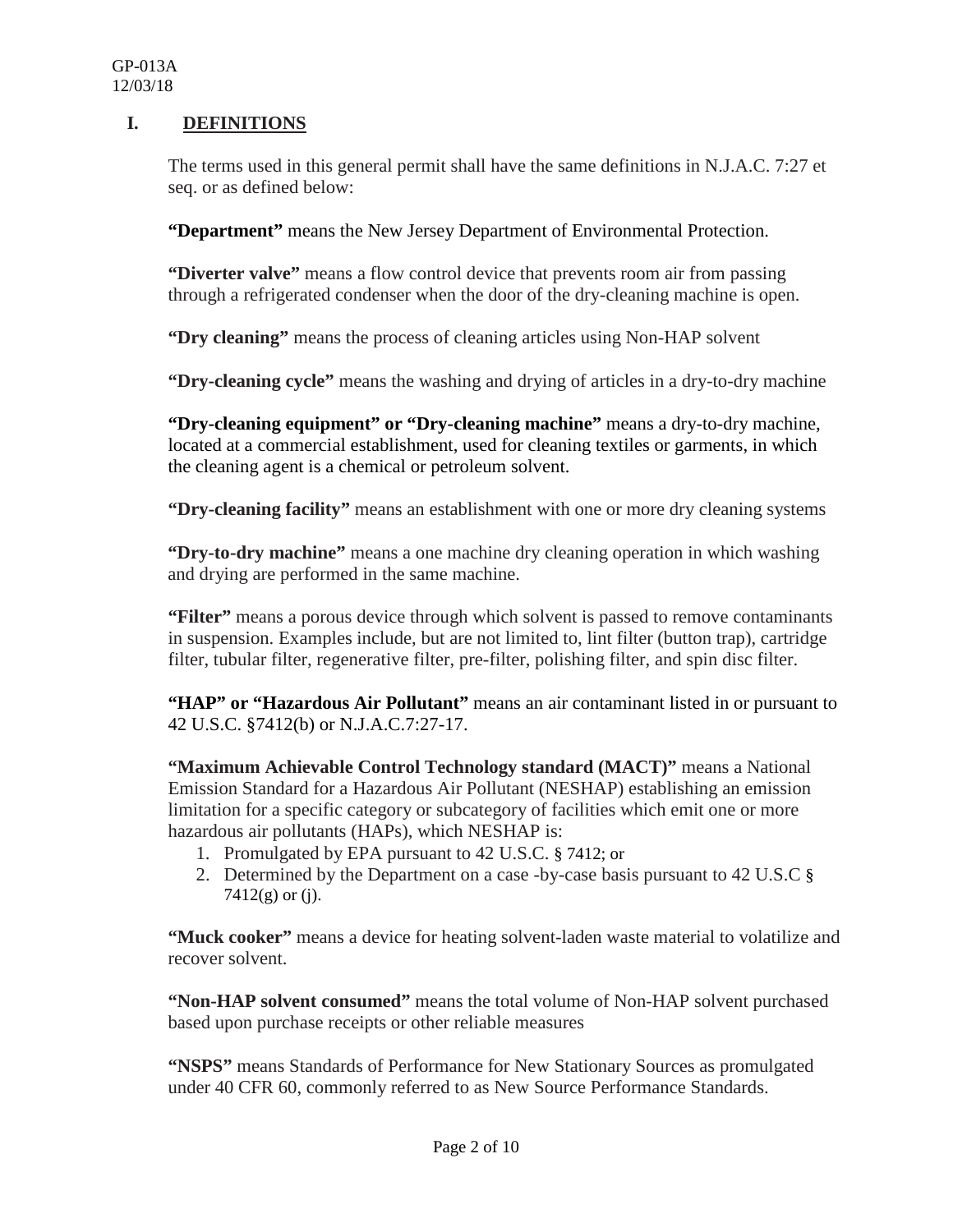## I. DEFINITIONS

The terms used in this general permit shall have the same definitions in N.J.A.C. 7:27 et seq. or as defined below:

**"Department"** means the New Jersey Department of Environmental Protection.

**"Diverter valve"** means a flow control device that prevents room air from passing through a refrigerated condenser when the door of the dry-cleaning machine is open.

**"Dry cleaning"** means the process of cleaning articles using Non-HAP solvent

**"Dry-cleaning cycle"** means the washing and drying of articles in a dry-to-dry machine

**"Dry-cleaning equipment" or "Dry-cleaning machine"** means a dry-to-dry machine, located at a commercial establishment, used for cleaning textiles or garments, in which the cleaning agent is a chemical or petroleum solvent.

**"Dry-cleaning facility"** means an establishment with one or more dry cleaning systems

**"Dry-to-dry machine"** means a one machine dry cleaning operation in which washing and drying are performed in the same machine.

**"Filter"** means a porous device through which solvent is passed to remove contaminants in suspension. Examples include, but are not limited to, lint filter (button trap), cartridge filter, tubular filter, regenerative filter, pre-filter, polishing filter, and spin disc filter.

**"HAP" or "Hazardous Air Pollutant"** means an air contaminant listed in or pursuant to 42 U.S.C. §7412(b) or N.J.A.C.7:27-17.

**"Maximum Achievable Control Technology standard (MACT)"** means a National Emission Standard for a Hazardous Air Pollutant (NESHAP) establishing an emission limitation for a specific category or subcategory of facilities which emit one or more hazardous air pollutants (HAPs), which NESHAP is:

1. Promulgated by EPA pursuant to 42 U.S.C. § 7412; or
2. Determined by the Department on a case -by-case basis pursuant to 42 U.S.C § 7412(g) or (j).

**"Muck cooker"** means a device for heating solvent-laden waste material to volatilize and recover solvent.

**"Non-HAP solvent consumed"** means the total volume of Non-HAP solvent purchased based upon purchase receipts or other reliable measures

**"NSPS"** means Standards of Performance for New Stationary Sources as promulgated under 40 CFR 60, commonly referred to as New Source Performance Standards.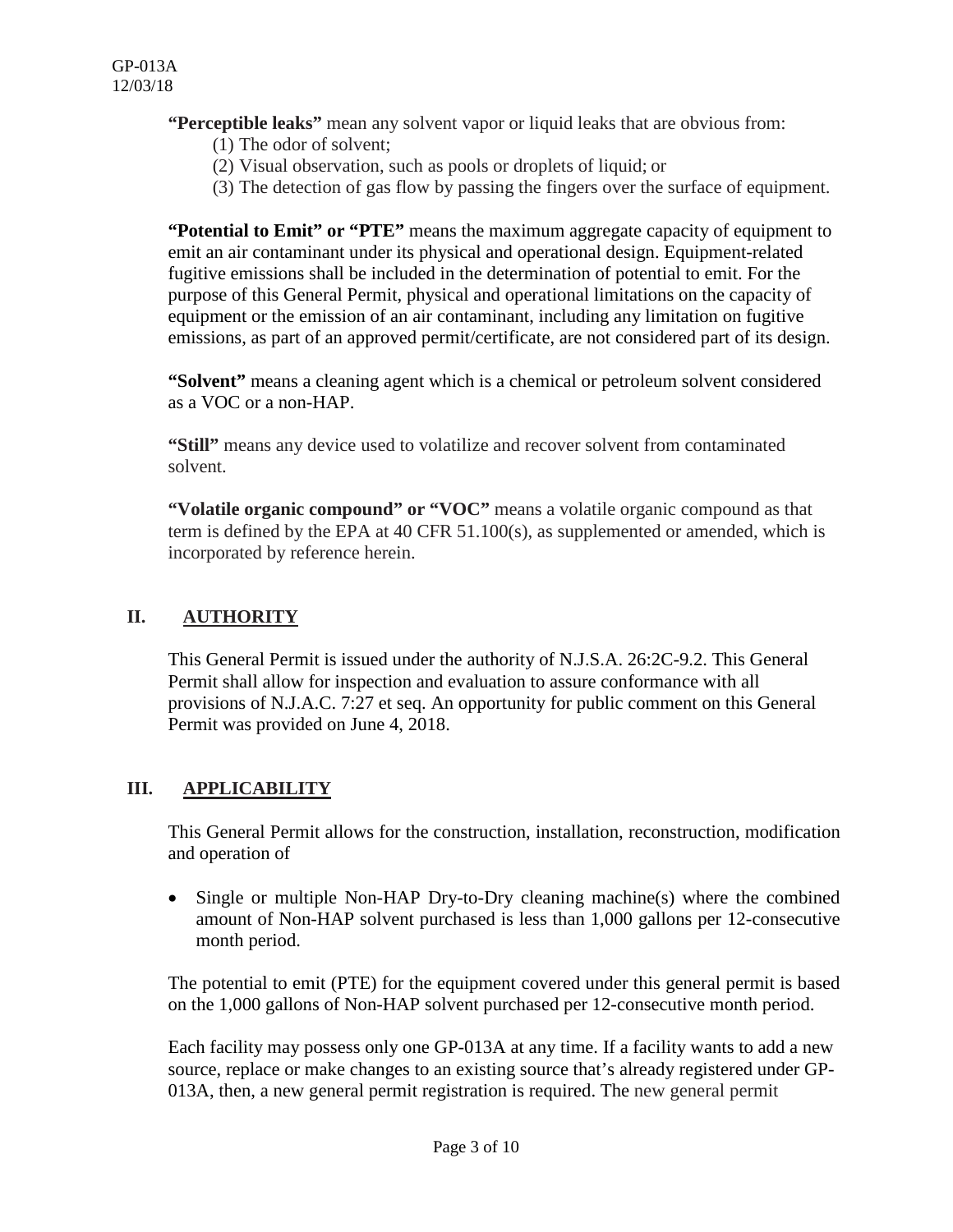**"Perceptible leaks"** mean any solvent vapor or liquid leaks that are obvious from:

(1) The odor of solvent;
(2) Visual observation, such as pools or droplets of liquid; or
(3) The detection of gas flow by passing the fingers over the surface of equipment.

**"Potential to Emit" or "PTE"** means the maximum aggregate capacity of equipment to emit an air contaminant under its physical and operational design. Equipment-related fugitive emissions shall be included in the determination of potential to emit. For the purpose of this General Permit, physical and operational limitations on the capacity of equipment or the emission of an air contaminant, including any limitation on fugitive emissions, as part of an approved permit/certificate, are not considered part of its design.

**"Solvent"** means a cleaning agent which is a chemical or petroleum solvent considered as a VOC or a non-HAP.

**"Still"** means any device used to volatilize and recover solvent from contaminated solvent.

**"Volatile organic compound" or "VOC"** means a volatile organic compound as that term is defined by the EPA at 40 CFR 51.100(s), as supplemented or amended, which is incorporated by reference herein.

## II. AUTHORITY

This General Permit is issued under the authority of N.J.S.A. 26:2C-9.2. This General Permit shall allow for inspection and evaluation to assure conformance with all provisions of N.J.A.C. 7:27 et seq. An opportunity for public comment on this General Permit was provided on June 4, 2018.

## III. APPLICABILITY

This General Permit allows for the construction, installation, reconstruction, modification and operation of

- Single or multiple Non-HAP Dry-to-Dry cleaning machine(s) where the combined amount of Non-HAP solvent purchased is less than 1,000 gallons per 12-consecutive month period.

The potential to emit (PTE) for the equipment covered under this general permit is based on the 1,000 gallons of Non-HAP solvent purchased per 12-consecutive month period.

Each facility may possess only one GP-013A at any time. If a facility wants to add a new source, replace or make changes to an existing source that's already registered under GP-013A, then, a new general permit registration is required. The new general permit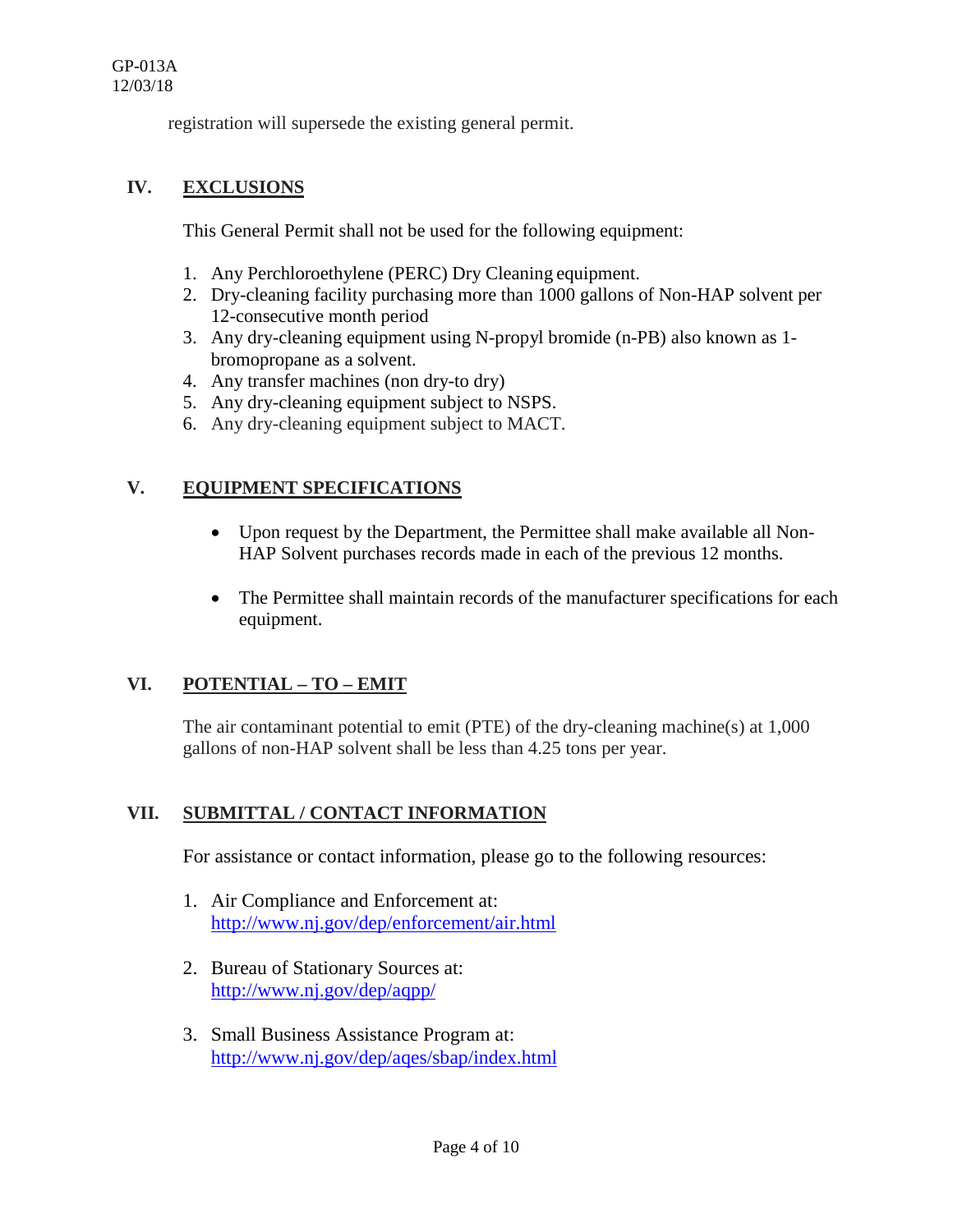registration will supersede the existing general permit.

## IV. EXCLUSIONS

This General Permit shall not be used for the following equipment:

1. Any Perchloroethylene (PERC) Dry Cleaning equipment.
2. Dry-cleaning facility purchasing more than 1000 gallons of Non-HAP solvent per 12-consecutive month period
3. Any dry-cleaning equipment using N-propyl bromide (n-PB) also known as 1-bromopropane as a solvent.
4. Any transfer machines (non dry-to dry)
5. Any dry-cleaning equipment subject to NSPS.
6. Any dry-cleaning equipment subject to MACT.

## V. EQUIPMENT SPECIFICATIONS

- Upon request by the Department, the Permittee shall make available all Non-HAP Solvent purchases records made in each of the previous 12 months.
- The Permittee shall maintain records of the manufacturer specifications for each equipment.

## VI. POTENTIAL – TO – EMIT

The air contaminant potential to emit (PTE) of the dry-cleaning machine(s) at 1,000 gallons of non-HAP solvent shall be less than 4.25 tons per year.

## VII. SUBMITTAL / CONTACT INFORMATION

For assistance or contact information, please go to the following resources:

1. Air Compliance and Enforcement at: http://www.nj.gov/dep/enforcement/air.html
2. Bureau of Stationary Sources at: http://www.nj.gov/dep/aqpp/
3. Small Business Assistance Program at: http://www.nj.gov/dep/aqes/sbap/index.html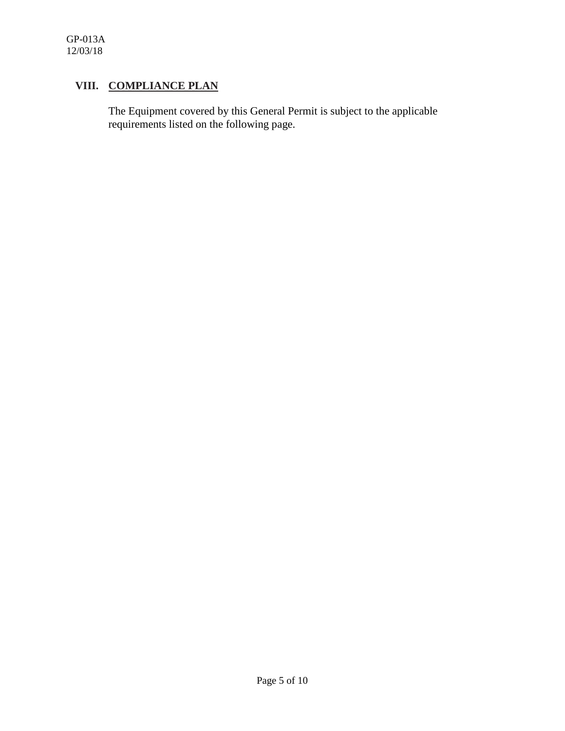## VIII. COMPLIANCE PLAN

The Equipment covered by this General Permit is subject to the applicable requirements listed on the following page.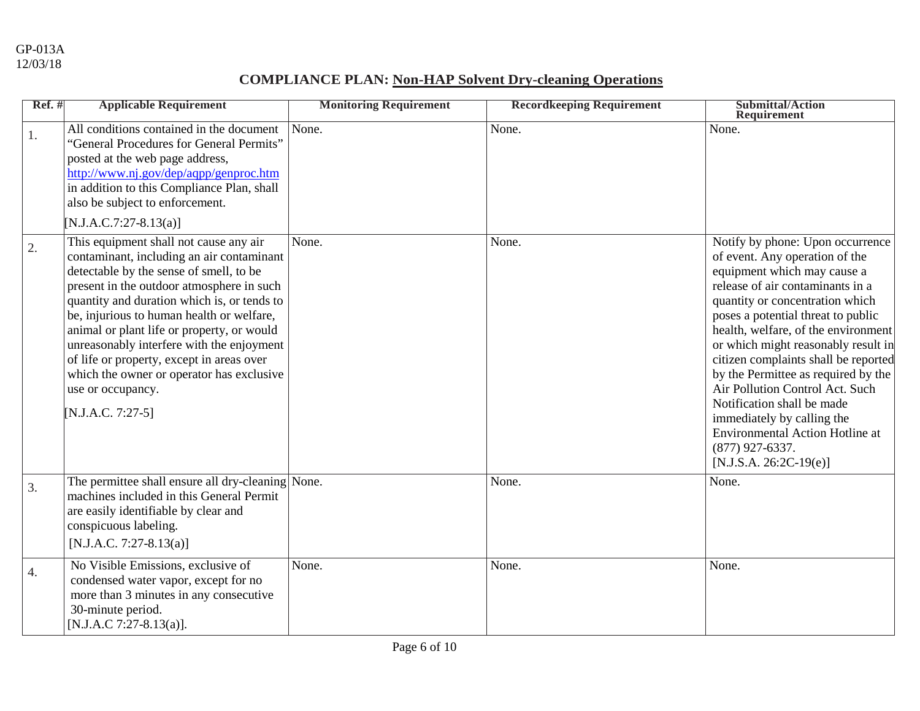GP-013A
12/03/18

## COMPLIANCE PLAN: Non-HAP Solvent Dry-cleaning Operations

| Ref. # | Applicable Requirement | Monitoring Requirement | Recordkeeping Requirement | Submittal/Action Requirement |
|---|---|---|---|---|
| 1. | All conditions contained in the document "General Procedures for General Permits" posted at the web page address, http://www.nj.gov/dep/aqpp/genproc.htm in addition to this Compliance Plan, shall also be subject to enforcement. [N.J.A.C.7:27-8.13(a)] | None. | None. | None. |
| 2. | This equipment shall not cause any air contaminant, including an air contaminant detectable by the sense of smell, to be present in the outdoor atmosphere in such quantity and duration which is, or tends to be, injurious to human health or welfare, animal or plant life or property, or would unreasonably interfere with the enjoyment of life or property, except in areas over which the owner or operator has exclusive use or occupancy. [N.J.A.C. 7:27-5] | None. | None. | Notify by phone: Upon occurrence of event. Any operation of the equipment which may cause a release of air contaminants in a quantity or concentration which poses a potential threat to public health, welfare, of the environment or which might reasonably result in citizen complaints shall be reported by the Permittee as required by the Air Pollution Control Act. Such Notification shall be made immediately by calling the Environmental Action Hotline at (877) 927-6337. [N.J.S.A. 26:2C-19(e)] |
| 3. | The permittee shall ensure all dry-cleaning machines included in this General Permit are easily identifiable by clear and conspicuous labeling. [N.J.A.C. 7:27-8.13(a)] | None. | None. | None. |
| 4. | No Visible Emissions, exclusive of condensed water vapor, except for no more than 3 minutes in any consecutive 30-minute period. [N.J.A.C 7:27-8.13(a)]. | None. | None. | None. |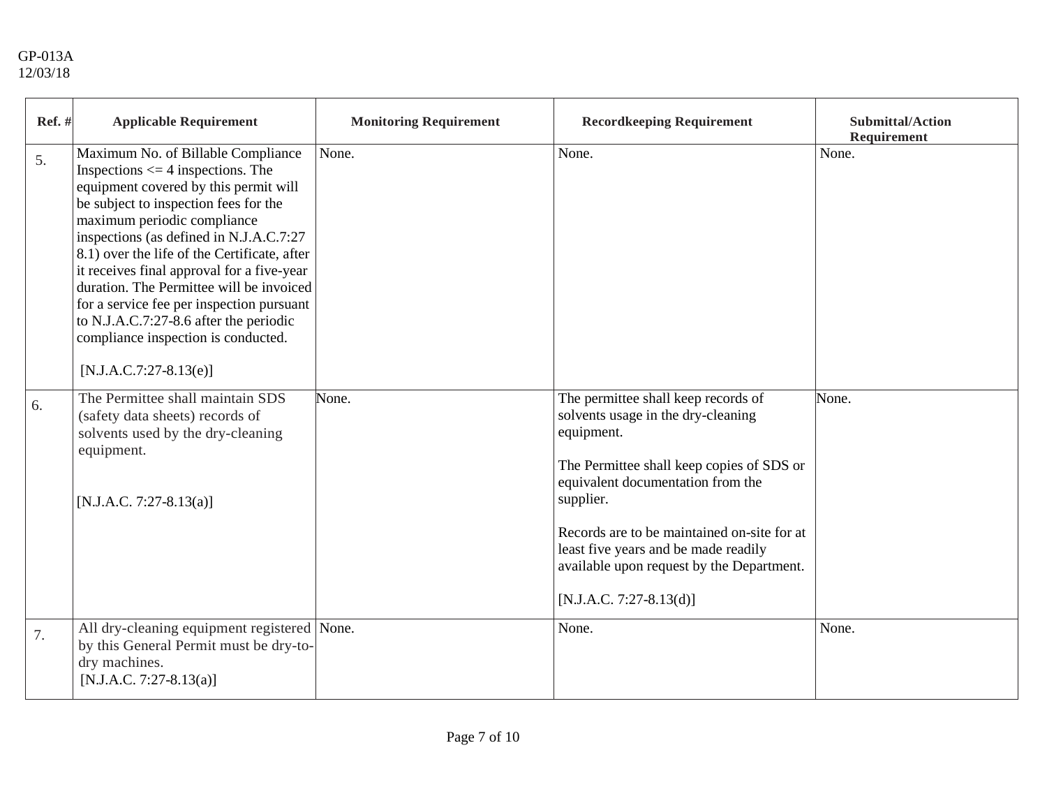| Ref. # | Applicable Requirement | Monitoring Requirement | Recordkeeping Requirement | Submittal/Action Requirement |
|---|---|---|---|---|
| 5. | Maximum No. of Billable Compliance Inspections <= 4 inspections. The equipment covered by this permit will be subject to inspection fees for the maximum periodic compliance inspections (as defined in N.J.A.C.7:27 8.1) over the life of the Certificate, after it receives final approval for a five-year duration. The Permittee will be invoiced for a service fee per inspection pursuant to N.J.A.C.7:27-8.6 after the periodic compliance inspection is conducted.<br><br>[N.J.A.C.7:27-8.13(e)] | None. | None. | None. |
| 6. | The Permittee shall maintain SDS (safety data sheets) records of solvents used by the dry-cleaning equipment.<br><br>[N.J.A.C. 7:27-8.13(a)] | None. | The permittee shall keep records of solvents usage in the dry-cleaning equipment.<br><br>The Permittee shall keep copies of SDS or equivalent documentation from the supplier.<br><br>Records are to be maintained on-site for at least five years and be made readily available upon request by the Department.<br><br>[N.J.A.C. 7:27-8.13(d)] | None. |
| 7. | All dry-cleaning equipment registered by this General Permit must be dry-to-dry machines.<br>[N.J.A.C. 7:27-8.13(a)] | None. | None. | None. |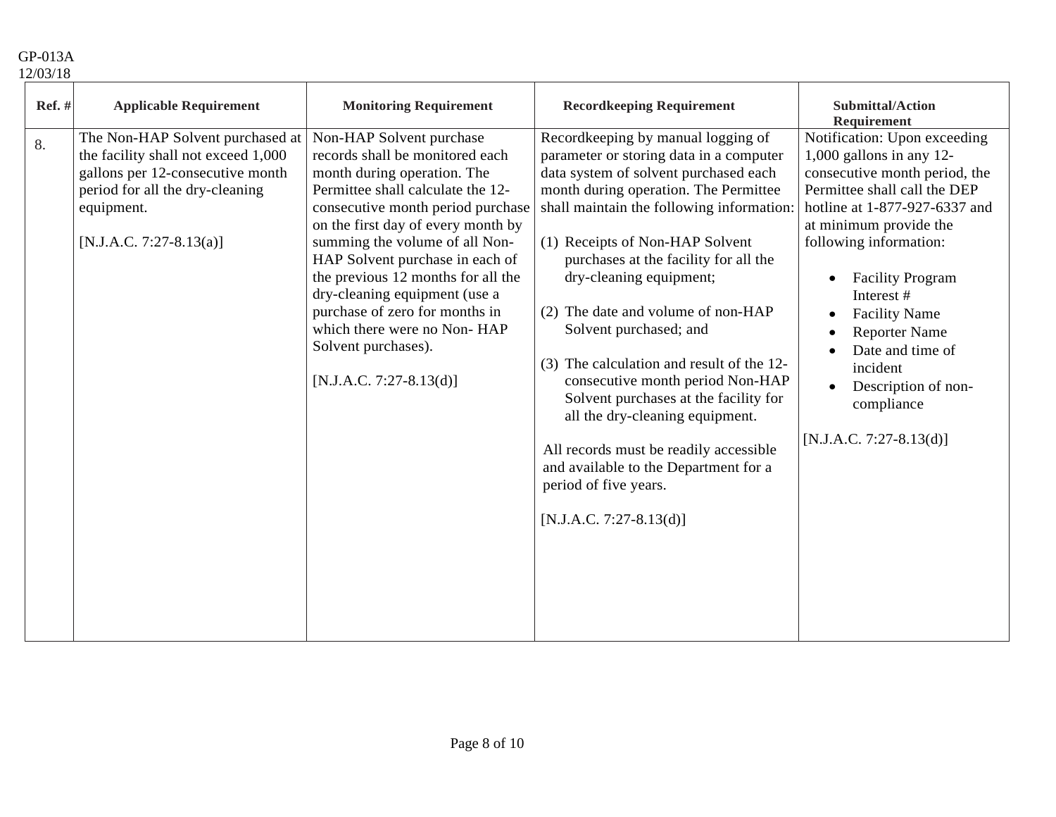GP-013A
12/03/18

| Ref. # | Applicable Requirement | Monitoring Requirement | Recordkeeping Requirement | Submittal/Action Requirement |
|---|---|---|---|---|
| 8. | The Non-HAP Solvent purchased at the facility shall not exceed 1,000 gallons per 12-consecutive month period for all the dry-cleaning equipment.<br><br>[N.J.A.C. 7:27-8.13(a)] | Non-HAP Solvent purchase records shall be monitored each month during operation. The Permittee shall calculate the 12-consecutive month period purchase on the first day of every month by summing the volume of all Non-HAP Solvent purchase in each of the previous 12 months for all the dry-cleaning equipment (use a purchase of zero for months in which there were no Non- HAP Solvent purchases).<br><br>[N.J.A.C. 7:27-8.13(d)] | Recordkeeping by manual logging of parameter or storing data in a computer data system of solvent purchased each month during operation. The Permittee shall maintain the following information:<br><br>(1) Receipts of Non-HAP Solvent purchases at the facility for all the dry-cleaning equipment;<br><br>(2) The date and volume of non-HAP Solvent purchased; and<br><br>(3) The calculation and result of the 12-consecutive month period Non-HAP Solvent purchases at the facility for all the dry-cleaning equipment.<br><br>All records must be readily accessible and available to the Department for a period of five years.<br><br>[N.J.A.C. 7:27-8.13(d)] | Notification: Upon exceeding 1,000 gallons in any 12-consecutive month period, the Permittee shall call the DEP hotline at 1-877-927-6337 and at minimum provide the following information:<br><br>• Facility Program Interest #<br>• Facility Name<br>• Reporter Name<br>• Date and time of incident<br>• Description of non-compliance<br><br>[N.J.A.C. 7:27-8.13(d)] |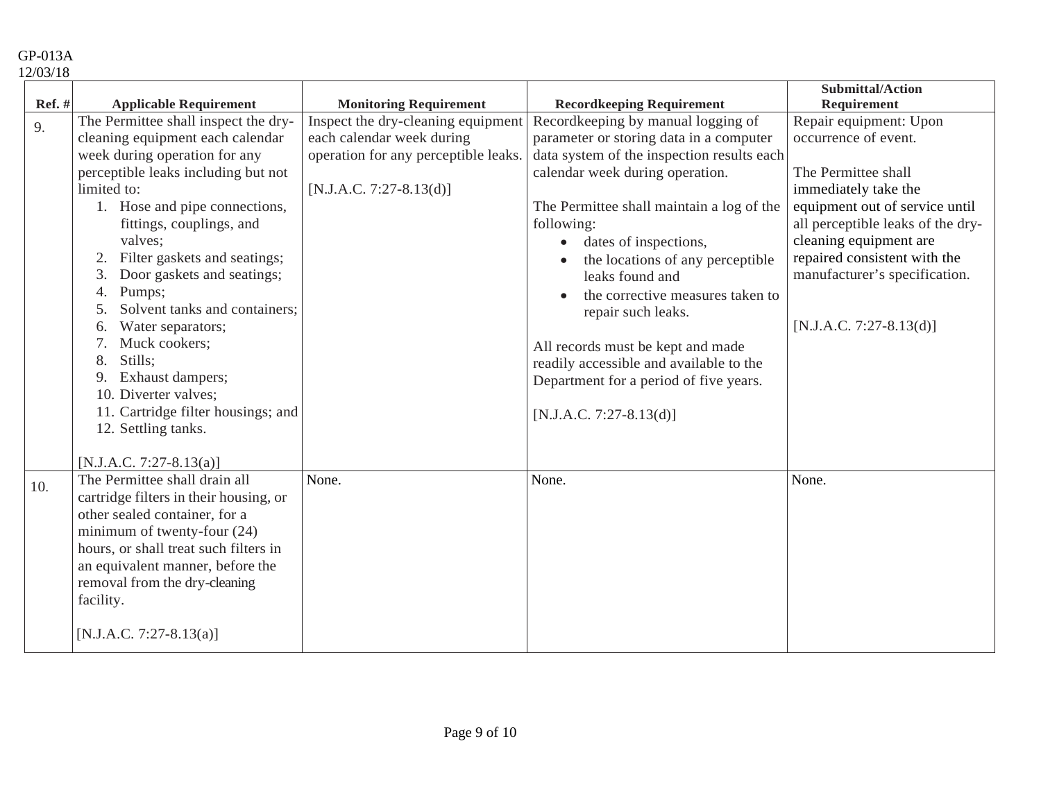| Ref. # | Applicable Requirement | Monitoring Requirement | Recordkeeping Requirement | Submittal/Action Requirement |
|---|---|---|---|---|
| 9. | The Permittee shall inspect the dry-cleaning equipment each calendar week during operation for any perceptible leaks including but not limited to:<br>1. Hose and pipe connections, fittings, couplings, and valves;<br>2. Filter gaskets and seatings;<br>3. Door gaskets and seatings;<br>4. Pumps;<br>5. Solvent tanks and containers;<br>6. Water separators;<br>7. Muck cookers;<br>8. Stills;<br>9. Exhaust dampers;<br>10. Diverter valves;<br>11. Cartridge filter housings; and<br>12. Settling tanks.<br><br>[N.J.A.C. 7:27-8.13(a)] | Inspect the dry-cleaning equipment each calendar week during operation for any perceptible leaks.<br><br>[N.J.A.C. 7:27-8.13(d)] | Recordkeeping by manual logging of parameter or storing data in a computer data system of the inspection results each calendar week during operation.<br><br>The Permittee shall maintain a log of the following:<br>• dates of inspections,<br>• the locations of any perceptible leaks found and<br>• the corrective measures taken to repair such leaks.<br><br>All records must be kept and made readily accessible and available to the Department for a period of five years.<br><br>[N.J.A.C. 7:27-8.13(d)] | Repair equipment: Upon occurrence of event.<br><br>The Permittee shall immediately take the equipment out of service until all perceptible leaks of the dry-cleaning equipment are repaired consistent with the manufacturer's specification.<br><br>[N.J.A.C. 7:27-8.13(d)] |
| 10. | The Permittee shall drain all cartridge filters in their housing, or other sealed container, for a minimum of twenty-four (24) hours, or shall treat such filters in an equivalent manner, before the removal from the dry-cleaning facility.<br><br>[N.J.A.C. 7:27-8.13(a)] | None. | None. | None. |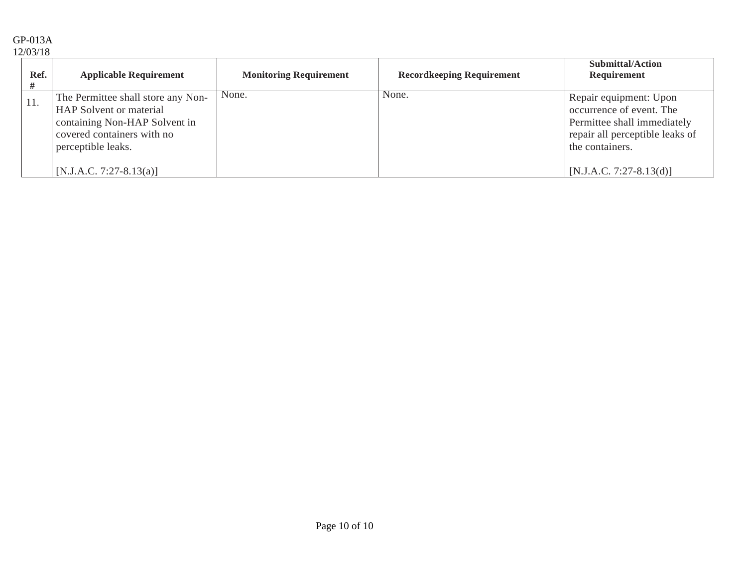| Ref. # | Applicable Requirement | Monitoring Requirement | Recordkeeping Requirement | Submittal/Action Requirement |
|---|---|---|---|---|
| 11. | The Permittee shall store any Non-HAP Solvent or material containing Non-HAP Solvent in covered containers with no perceptible leaks.<br><br>[N.J.A.C. 7:27-8.13(a)] | None. | None. | Repair equipment: Upon occurrence of event. The Permittee shall immediately repair all perceptible leaks of the containers.<br><br>[N.J.A.C. 7:27-8.13(d)] |